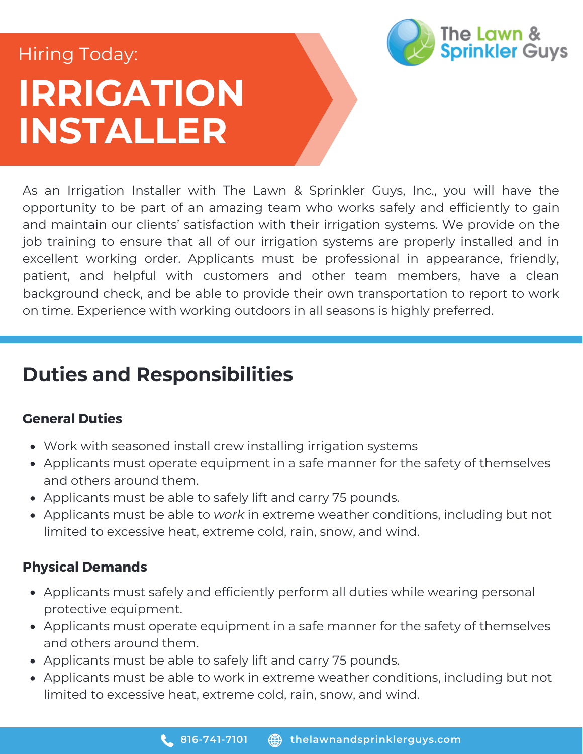The Lawn & Sprinkler Guys

Hiring Today:

# IRRIGATION INSTALLER

As an Irrigation Installer with The Lawn & Sprinkler Guys, Inc., you will have the opportunity to be part of an amazing team who works safely and efficiently to gain and maintain our clients' satisfaction with their irrigation systems. We provide on the job training to ensure that all of our irrigation systems are properly installed and in excellent working order. Applicants must be professional in appearance, friendly, patient, and helpful with customers and other team members, have a clean background check, and be able to provide their own transportation to report to work on time. Experience with working outdoors in all seasons is highly preferred.

## Duties and Responsibilities

### General Duties

- Work with seasoned install crew installing irrigation systems
- Applicants must operate equipment in a safe manner for the safety of themselves and others around them.
- Applicants must be able to safely lift and carry 75 pounds.
- Applicants must be able to *work* in extreme weather conditions, including but not limited to excessive heat, extreme cold, rain, snow, and wind.

### Physical Demands

- Applicants must safely and efficiently perform all duties while wearing personal protective equipment.
- Applicants must operate equipment in a safe manner for the safety of themselves and others around them.
- Applicants must be able to safely lift and carry 75 pounds.
- Applicants must be able to work in extreme weather conditions, including but not limited to excessive heat, extreme cold, rain, snow, and wind.

816-741-7101 thelawnandsprinklerguys.com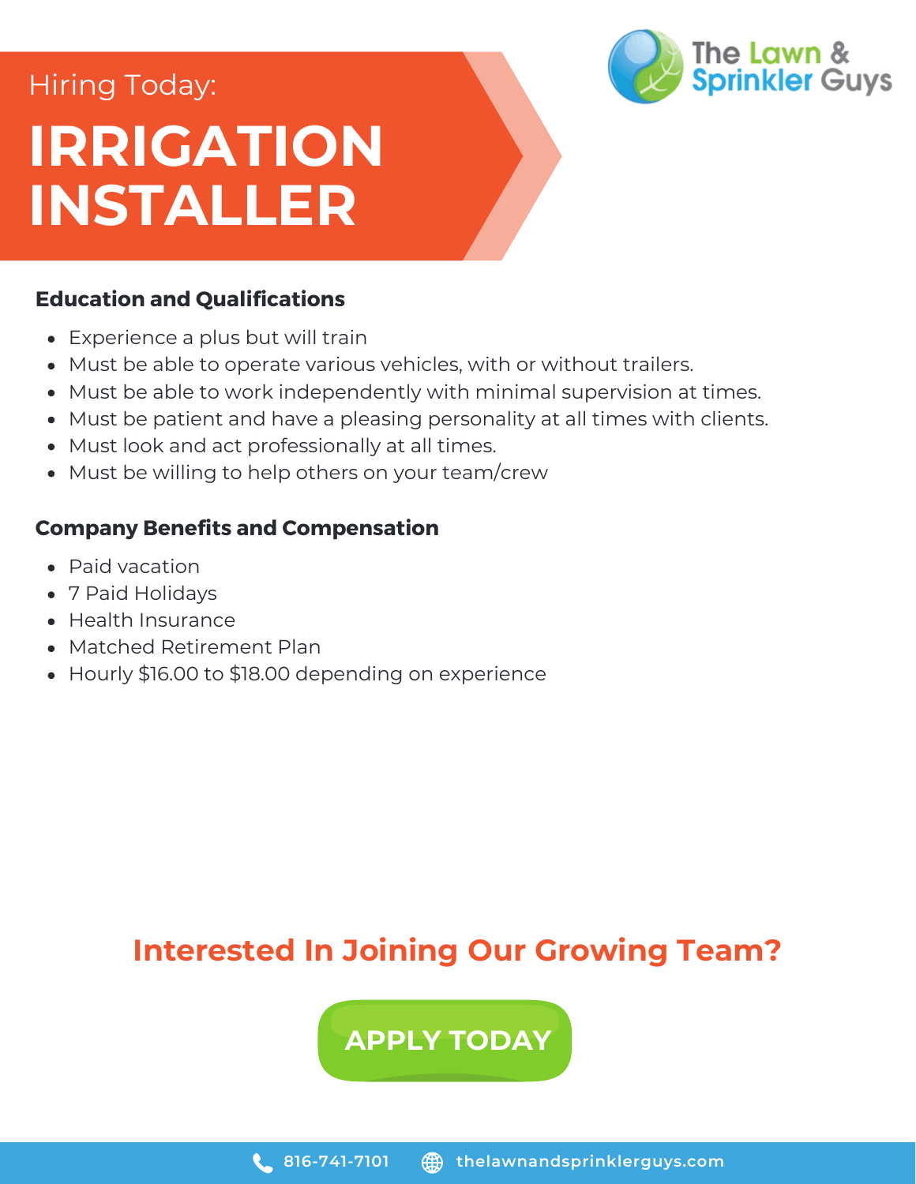The Lawn & Sprinkler Guys

Hiring Today:

# IRRIGATION INSTALLER

### Education and Qualifications

- Experience a plus but will train
- Must be able to operate various vehicles, with or without trailers.
- Must be able to work independently with minimal supervision at times.
- Must be patient and have a pleasing personality at all times with clients.
- Must look and act professionally at all times.
- Must be willing to help others on your team/crew

### Company Benefits and Compensation

- Paid vacation
- 7 Paid Holidays
- Health Insurance
- Matched Retirement Plan
- Hourly $16.00 to $18.00 depending on experience

## Interested In Joining Our Growing Team?

**APPLY TODAY**

816-741-7101 thelawnandsprinklerguys.com